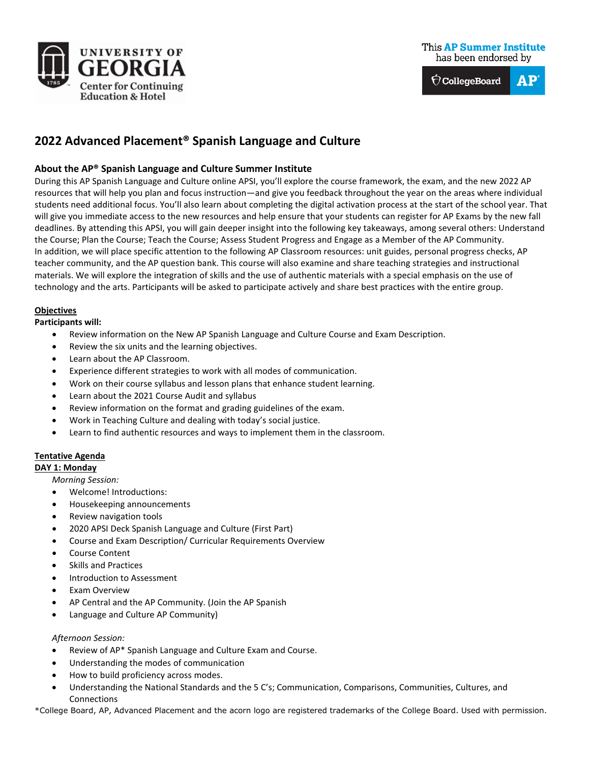UNIVERSITY OF GEORGIA
Center for Continuing Education & Hotel

This AP Summer Institute has been endorsed by CollegeBoard AP

# 2022 Advanced Placement® Spanish Language and Culture

## About the AP® Spanish Language and Culture Summer Institute

During this AP Spanish Language and Culture online APSI, you'll explore the course framework, the exam, and the new 2022 AP resources that will help you plan and focus instruction—and give you feedback throughout the year on the areas where individual students need additional focus. You'll also learn about completing the digital activation process at the start of the school year. That will give you immediate access to the new resources and help ensure that your students can register for AP Exams by the new fall deadlines. By attending this APSI, you will gain deeper insight into the following key takeaways, among several others: Understand the Course; Plan the Course; Teach the Course; Assess Student Progress and Engage as a Member of the AP Community.
In addition, we will place specific attention to the following AP Classroom resources: unit guides, personal progress checks, AP teacher community, and the AP question bank. This course will also examine and share teaching strategies and instructional materials. We will explore the integration of skills and the use of authentic materials with a special emphasis on the use of technology and the arts. Participants will be asked to participate actively and share best practices with the entire group.

**Objectives**

**Participants will:**

- Review information on the New AP Spanish Language and Culture Course and Exam Description.
- Review the six units and the learning objectives.
- Learn about the AP Classroom.
- Experience different strategies to work with all modes of communication.
- Work on their course syllabus and lesson plans that enhance student learning.
- Learn about the 2021 Course Audit and syllabus
- Review information on the format and grading guidelines of the exam.
- Work in Teaching Culture and dealing with today's social justice.
- Learn to find authentic resources and ways to implement them in the classroom.

**Tentative Agenda**

**DAY 1: Monday**

*Morning Session:*

- Welcome! Introductions:
- Housekeeping announcements
- Review navigation tools
- 2020 APSI Deck Spanish Language and Culture (First Part)
- Course and Exam Description/ Curricular Requirements Overview
- Course Content
- Skills and Practices
- Introduction to Assessment
- Exam Overview
- AP Central and the AP Community. (Join the AP Spanish
- Language and Culture AP Community)

*Afternoon Session:*

- Review of AP* Spanish Language and Culture Exam and Course.
- Understanding the modes of communication
- How to build proficiency across modes.
- Understanding the National Standards and the 5 C's; Communication, Comparisons, Communities, Cultures, and Connections

*College Board, AP, Advanced Placement and the acorn logo are registered trademarks of the College Board. Used with permission.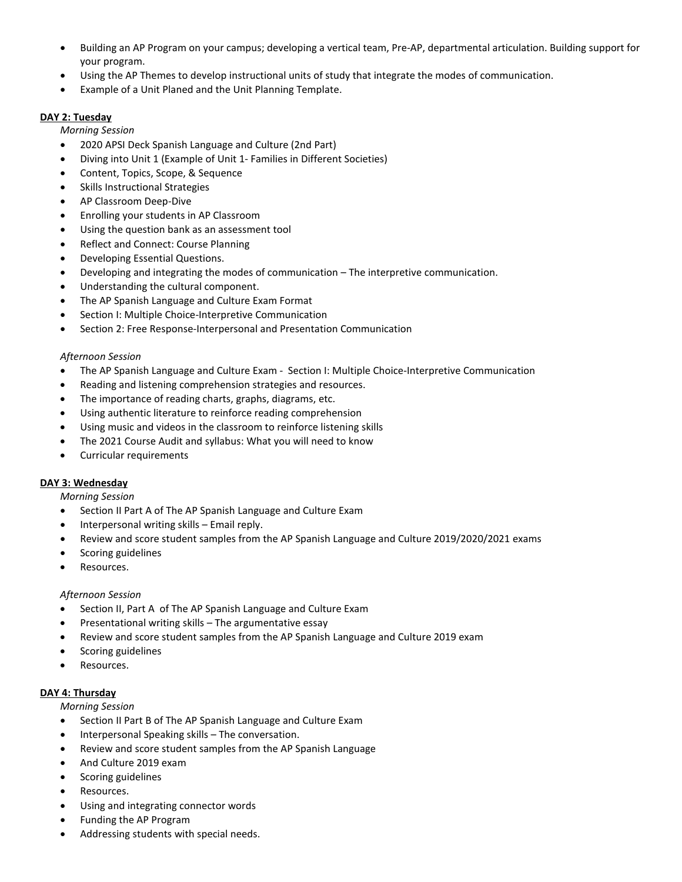- Building an AP Program on your campus; developing a vertical team, Pre-AP, departmental articulation. Building support for your program.
- Using the AP Themes to develop instructional units of study that integrate the modes of communication.
- Example of a Unit Planed and the Unit Planning Template.

**DAY 2: Tuesday**

*Morning Session*

- 2020 APSI Deck Spanish Language and Culture (2nd Part)
- Diving into Unit 1 (Example of Unit 1- Families in Different Societies)
- Content, Topics, Scope, & Sequence
- Skills Instructional Strategies
- AP Classroom Deep-Dive
- Enrolling your students in AP Classroom
- Using the question bank as an assessment tool
- Reflect and Connect: Course Planning
- Developing Essential Questions.
- Developing and integrating the modes of communication – The interpretive communication.
- Understanding the cultural component.
- The AP Spanish Language and Culture Exam Format
- Section I: Multiple Choice-Interpretive Communication
- Section 2: Free Response-Interpersonal and Presentation Communication

*Afternoon Session*

- The AP Spanish Language and Culture Exam - Section I: Multiple Choice-Interpretive Communication
- Reading and listening comprehension strategies and resources.
- The importance of reading charts, graphs, diagrams, etc.
- Using authentic literature to reinforce reading comprehension
- Using music and videos in the classroom to reinforce listening skills
- The 2021 Course Audit and syllabus: What you will need to know
- Curricular requirements

**DAY 3: Wednesday**

*Morning Session*

- Section II Part A of The AP Spanish Language and Culture Exam
- Interpersonal writing skills – Email reply.
- Review and score student samples from the AP Spanish Language and Culture 2019/2020/2021 exams
- Scoring guidelines
- Resources.

*Afternoon Session*

- Section II, Part A of The AP Spanish Language and Culture Exam
- Presentational writing skills – The argumentative essay
- Review and score student samples from the AP Spanish Language and Culture 2019 exam
- Scoring guidelines
- Resources.

**DAY 4: Thursday**

*Morning Session*

- Section II Part B of The AP Spanish Language and Culture Exam
- Interpersonal Speaking skills – The conversation.
- Review and score student samples from the AP Spanish Language
- And Culture 2019 exam
- Scoring guidelines
- Resources.
- Using and integrating connector words
- Funding the AP Program
- Addressing students with special needs.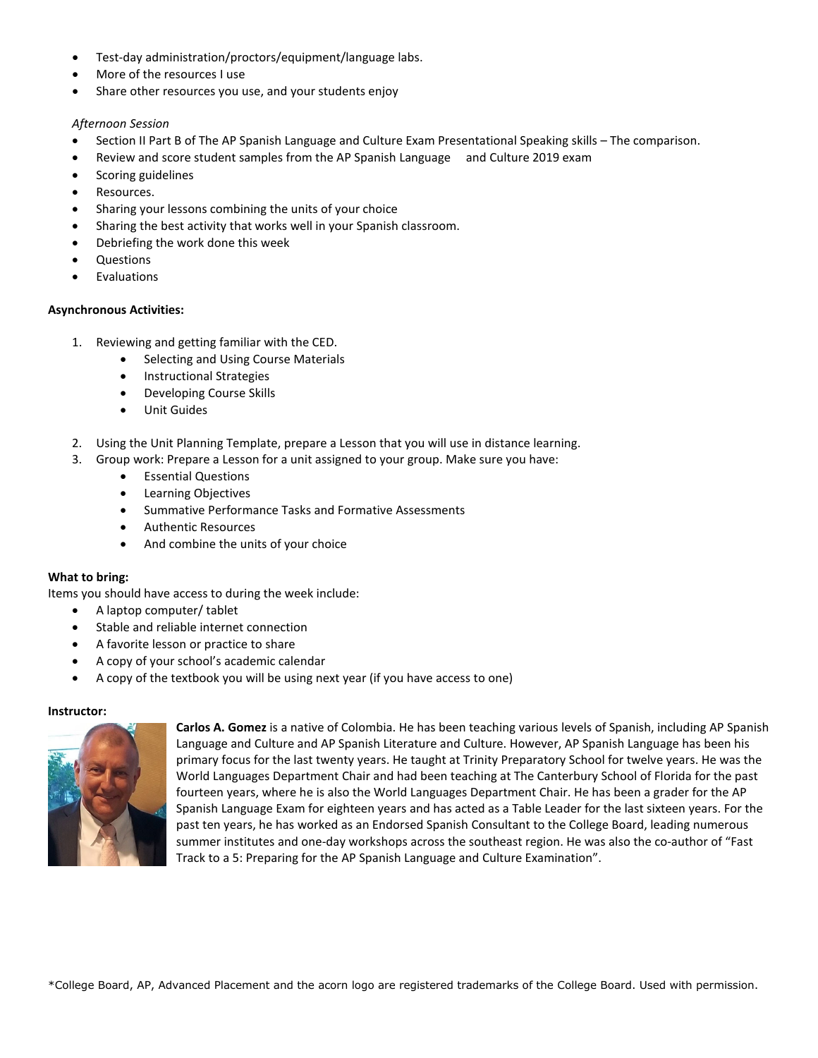- Test-day administration/proctors/equipment/language labs.
- More of the resources I use
- Share other resources you use, and your students enjoy

*Afternoon Session*

- Section II Part B of The AP Spanish Language and Culture Exam Presentational Speaking skills – The comparison.
- Review and score student samples from the AP Spanish Language and Culture 2019 exam
- Scoring guidelines
- Resources.
- Sharing your lessons combining the units of your choice
- Sharing the best activity that works well in your Spanish classroom.
- Debriefing the work done this week
- Questions
- Evaluations

**Asynchronous Activities:**

1. Reviewing and getting familiar with the CED.
    - Selecting and Using Course Materials
    - Instructional Strategies
    - Developing Course Skills
    - Unit Guides
2. Using the Unit Planning Template, prepare a Lesson that you will use in distance learning.
3. Group work: Prepare a Lesson for a unit assigned to your group. Make sure you have:
    - Essential Questions
    - Learning Objectives
    - Summative Performance Tasks and Formative Assessments
    - Authentic Resources
    - And combine the units of your choice

**What to bring:**

Items you should have access to during the week include:

- A laptop computer/ tablet
- Stable and reliable internet connection
- A favorite lesson or practice to share
- A copy of your school's academic calendar
- A copy of the textbook you will be using next year (if you have access to one)

**Instructor:**

**Carlos A. Gomez** is a native of Colombia. He has been teaching various levels of Spanish, including AP Spanish Language and Culture and AP Spanish Literature and Culture. However, AP Spanish Language has been his primary focus for the last twenty years. He taught at Trinity Preparatory School for twelve years. He was the World Languages Department Chair and had been teaching at The Canterbury School of Florida for the past fourteen years, where he is also the World Languages Department Chair. He has been a grader for the AP Spanish Language Exam for eighteen years and has acted as a Table Leader for the last sixteen years. For the past ten years, he has worked as an Endorsed Spanish Consultant to the College Board, leading numerous summer institutes and one-day workshops across the southeast region. He was also the co-author of "Fast Track to a 5: Preparing for the AP Spanish Language and Culture Examination".

*College Board, AP, Advanced Placement and the acorn logo are registered trademarks of the College Board. Used with permission.